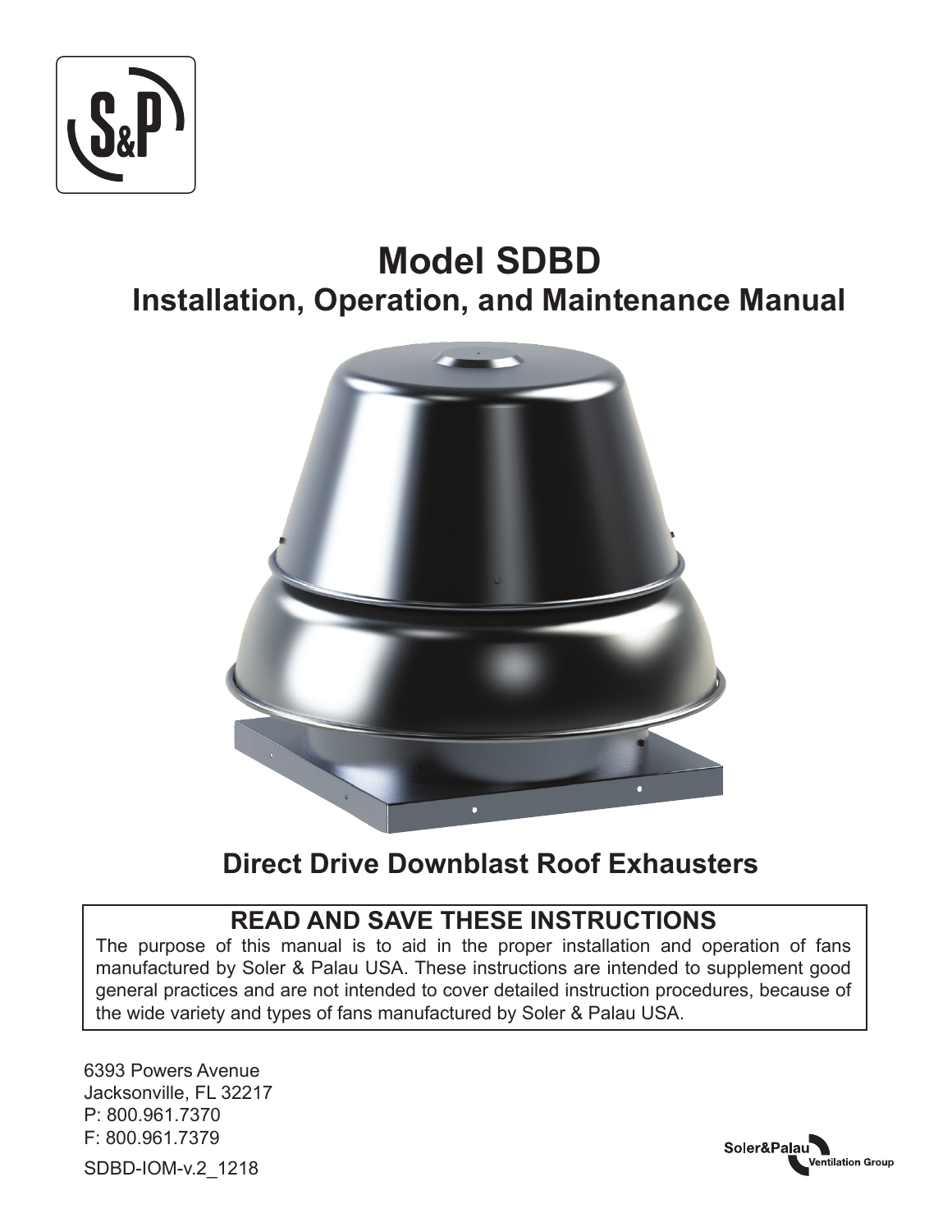# Model SDBD

## Installation, Operation, and Maintenance Manual

### Direct Drive Downblast Roof Exhausters

**READ AND SAVE THESE INSTRUCTIONS**

The purpose of this manual is to aid in the proper installation and operation of fans manufactured by Soler & Palau USA. These instructions are intended to supplement good general practices and are not intended to cover detailed instruction procedures, because of the wide variety and types of fans manufactured by Soler & Palau USA.

6393 Powers Avenue
Jacksonville, FL 32217
P: 800.961.7370
F: 800.961.7379

SDBD-IOM-v.2_1218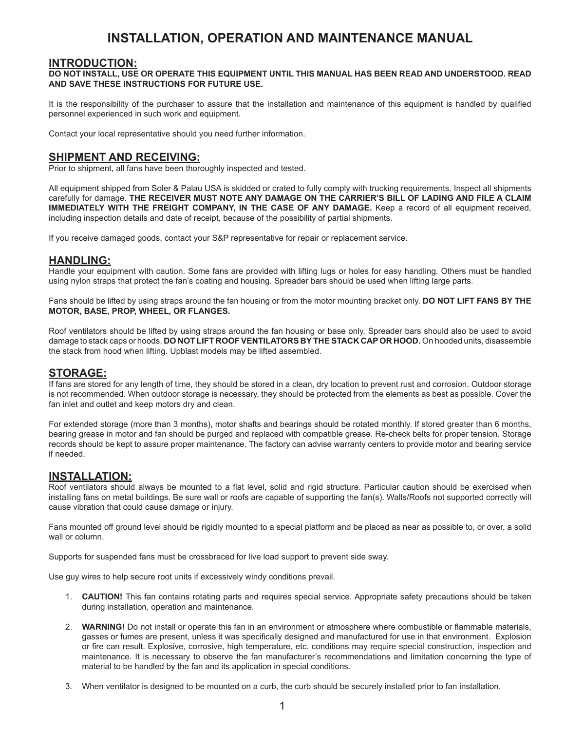# INSTALLATION, OPERATION AND MAINTENANCE MANUAL

## INTRODUCTION:

**DO NOT INSTALL, USE OR OPERATE THIS EQUIPMENT UNTIL THIS MANUAL HAS BEEN READ AND UNDERSTOOD. READ AND SAVE THESE INSTRUCTIONS FOR FUTURE USE.**

It is the responsibility of the purchaser to assure that the installation and maintenance of this equipment is handled by qualified personnel experienced in such work and equipment.

Contact your local representative should you need further information.

## SHIPMENT AND RECEIVING:

Prior to shipment, all fans have been thoroughly inspected and tested.

All equipment shipped from Soler & Palau USA is skidded or crated to fully comply with trucking requirements. Inspect all shipments carefully for damage. **THE RECEIVER MUST NOTE ANY DAMAGE ON THE CARRIER'S BILL OF LADING AND FILE A CLAIM IMMEDIATELY WITH THE FREIGHT COMPANY, IN THE CASE OF ANY DAMAGE.** Keep a record of all equipment received, including inspection details and date of receipt, because of the possibility of partial shipments.

If you receive damaged goods, contact your S&P representative for repair or replacement service.

## HANDLING:

Handle your equipment with caution. Some fans are provided with lifting lugs or holes for easy handling. Others must be handled using nylon straps that protect the fan's coating and housing. Spreader bars should be used when lifting large parts.

Fans should be lifted by using straps around the fan housing or from the motor mounting bracket only. **DO NOT LIFT FANS BY THE MOTOR, BASE, PROP, WHEEL, OR FLANGES.**

Roof ventilators should be lifted by using straps around the fan housing or base only. Spreader bars should also be used to avoid damage to stack caps or hoods. **DO NOT LIFT ROOF VENTILATORS BY THE STACK CAP OR HOOD.** On hooded units, disassemble the stack from hood when lifting. Upblast models may be lifted assembled.

## STORAGE:

If fans are stored for any length of time, they should be stored in a clean, dry location to prevent rust and corrosion. Outdoor storage is not recommended. When outdoor storage is necessary, they should be protected from the elements as best as possible. Cover the fan inlet and outlet and keep motors dry and clean.

For extended storage (more than 3 months), motor shafts and bearings should be rotated monthly. If stored greater than 6 months, bearing grease in motor and fan should be purged and replaced with compatible grease. Re-check belts for proper tension. Storage records should be kept to assure proper maintenance. The factory can advise warranty centers to provide motor and bearing service if needed.

## INSTALLATION:

Roof ventilators should always be mounted to a flat level, solid and rigid structure. Particular caution should be exercised when installing fans on metal buildings. Be sure wall or roofs are capable of supporting the fan(s). Walls/Roofs not supported correctly will cause vibration that could cause damage or injury.

Fans mounted off ground level should be rigidly mounted to a special platform and be placed as near as possible to, or over, a solid wall or column.

Supports for suspended fans must be crossbraced for live load support to prevent side sway.

Use guy wires to help secure root units if excessively windy conditions prevail.

1. **CAUTION!** This fan contains rotating parts and requires special service. Appropriate safety precautions should be taken during installation, operation and maintenance.

2. **WARNING!** Do not install or operate this fan in an environment or atmosphere where combustible or flammable materials, gasses or fumes are present, unless it was specifically designed and manufactured for use in that environment. Explosion or fire can result. Explosive, corrosive, high temperature, etc. conditions may require special construction, inspection and maintenance. It is necessary to observe the fan manufacturer's recommendations and limitation concerning the type of material to be handled by the fan and its application in special conditions.

3. When ventilator is designed to be mounted on a curb, the curb should be securely installed prior to fan installation.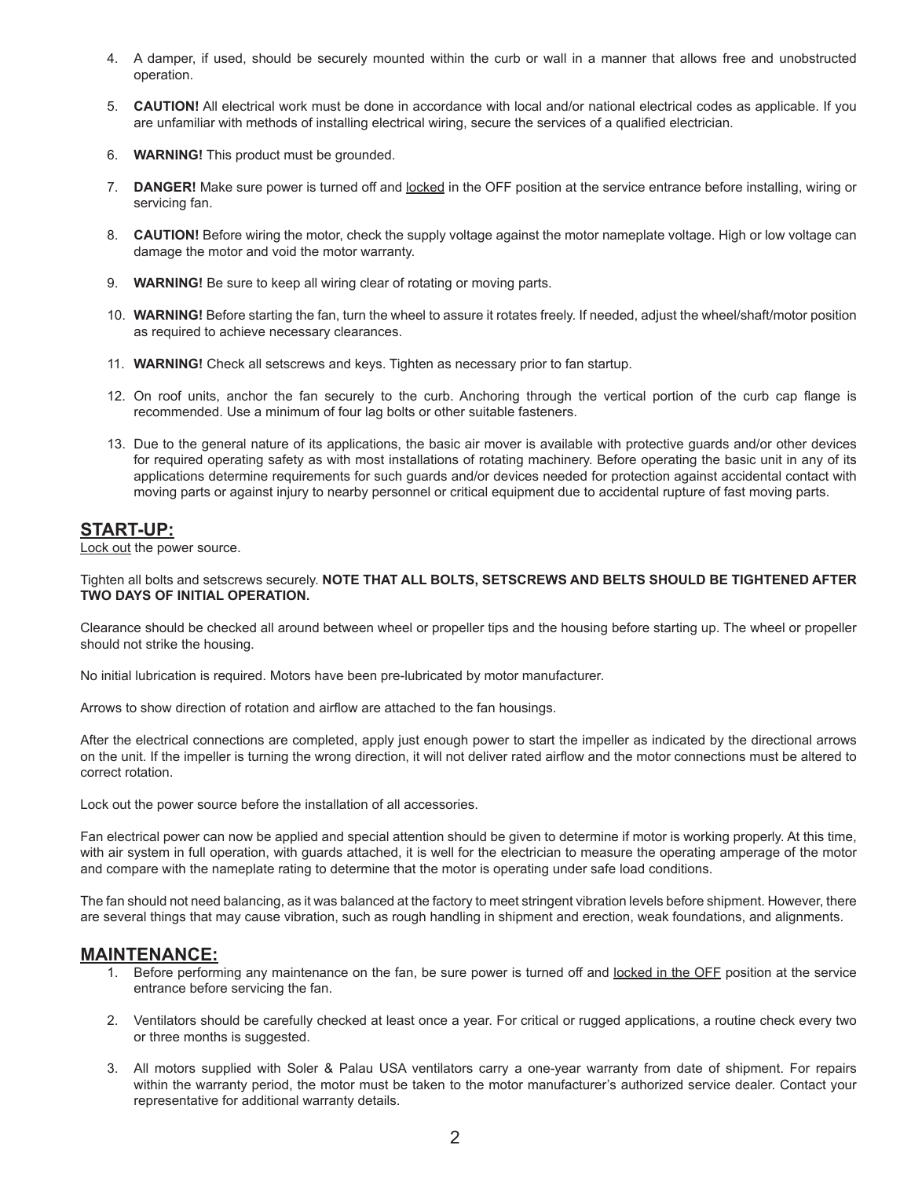4. A damper, if used, should be securely mounted within the curb or wall in a manner that allows free and unobstructed operation.

5. **CAUTION!** All electrical work must be done in accordance with local and/or national electrical codes as applicable. If you are unfamiliar with methods of installing electrical wiring, secure the services of a qualified electrician.

6. **WARNING!** This product must be grounded.

7. **DANGER!** Make sure power is turned off and <u>locked</u> in the OFF position at the service entrance before installing, wiring or servicing fan.

8. **CAUTION!** Before wiring the motor, check the supply voltage against the motor nameplate voltage. High or low voltage can damage the motor and void the motor warranty.

9. **WARNING!** Be sure to keep all wiring clear of rotating or moving parts.

10. **WARNING!** Before starting the fan, turn the wheel to assure it rotates freely. If needed, adjust the wheel/shaft/motor position as required to achieve necessary clearances.

11. **WARNING!** Check all setscrews and keys. Tighten as necessary prior to fan startup.

12. On roof units, anchor the fan securely to the curb. Anchoring through the vertical portion of the curb cap flange is recommended. Use a minimum of four lag bolts or other suitable fasteners.

13. Due to the general nature of its applications, the basic air mover is available with protective guards and/or other devices for required operating safety as with most installations of rotating machinery. Before operating the basic unit in any of its applications determine requirements for such guards and/or devices needed for protection against accidental contact with moving parts or against injury to nearby personnel or critical equipment due to accidental rupture of fast moving parts.

## START-UP:

<u>Lock out</u> the power source.

Tighten all bolts and setscrews securely. **NOTE THAT ALL BOLTS, SETSCREWS AND BELTS SHOULD BE TIGHTENED AFTER TWO DAYS OF INITIAL OPERATION.**

Clearance should be checked all around between wheel or propeller tips and the housing before starting up. The wheel or propeller should not strike the housing.

No initial lubrication is required. Motors have been pre-lubricated by motor manufacturer.

Arrows to show direction of rotation and airflow are attached to the fan housings.

After the electrical connections are completed, apply just enough power to start the impeller as indicated by the directional arrows on the unit. If the impeller is turning the wrong direction, it will not deliver rated airflow and the motor connections must be altered to correct rotation.

Lock out the power source before the installation of all accessories.

Fan electrical power can now be applied and special attention should be given to determine if motor is working properly. At this time, with air system in full operation, with guards attached, it is well for the electrician to measure the operating amperage of the motor and compare with the nameplate rating to determine that the motor is operating under safe load conditions.

The fan should not need balancing, as it was balanced at the factory to meet stringent vibration levels before shipment. However, there are several things that may cause vibration, such as rough handling in shipment and erection, weak foundations, and alignments.

## MAINTENANCE:

1. Before performing any maintenance on the fan, be sure power is turned off and <u>locked in the OFF</u> position at the service entrance before servicing the fan.

2. Ventilators should be carefully checked at least once a year. For critical or rugged applications, a routine check every two or three months is suggested.

3. All motors supplied with Soler & Palau USA ventilators carry a one-year warranty from date of shipment. For repairs within the warranty period, the motor must be taken to the motor manufacturer's authorized service dealer. Contact your representative for additional warranty details.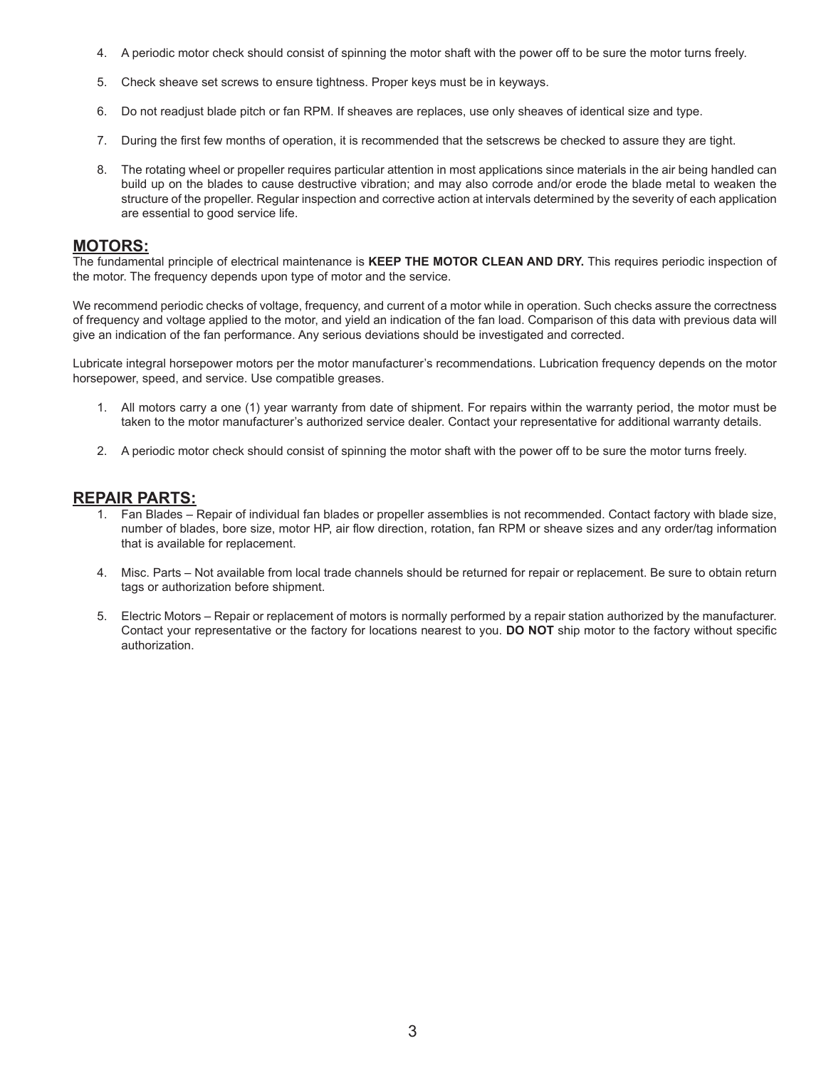4. A periodic motor check should consist of spinning the motor shaft with the power off to be sure the motor turns freely.

5. Check sheave set screws to ensure tightness. Proper keys must be in keyways.

6. Do not readjust blade pitch or fan RPM. If sheaves are replaces, use only sheaves of identical size and type.

7. During the first few months of operation, it is recommended that the setscrews be checked to assure they are tight.

8. The rotating wheel or propeller requires particular attention in most applications since materials in the air being handled can build up on the blades to cause destructive vibration; and may also corrode and/or erode the blade metal to weaken the structure of the propeller. Regular inspection and corrective action at intervals determined by the severity of each application are essential to good service life.

## MOTORS:

The fundamental principle of electrical maintenance is **KEEP THE MOTOR CLEAN AND DRY.** This requires periodic inspection of the motor. The frequency depends upon type of motor and the service.

We recommend periodic checks of voltage, frequency, and current of a motor while in operation. Such checks assure the correctness of frequency and voltage applied to the motor, and yield an indication of the fan load. Comparison of this data with previous data will give an indication of the fan performance. Any serious deviations should be investigated and corrected.

Lubricate integral horsepower motors per the motor manufacturer's recommendations. Lubrication frequency depends on the motor horsepower, speed, and service. Use compatible greases.

1. All motors carry a one (1) year warranty from date of shipment. For repairs within the warranty period, the motor must be taken to the motor manufacturer's authorized service dealer. Contact your representative for additional warranty details.

2. A periodic motor check should consist of spinning the motor shaft with the power off to be sure the motor turns freely.

## REPAIR PARTS:

1. Fan Blades – Repair of individual fan blades or propeller assemblies is not recommended. Contact factory with blade size, number of blades, bore size, motor HP, air flow direction, rotation, fan RPM or sheave sizes and any order/tag information that is available for replacement.

4. Misc. Parts – Not available from local trade channels should be returned for repair or replacement. Be sure to obtain return tags or authorization before shipment.

5. Electric Motors – Repair or replacement of motors is normally performed by a repair station authorized by the manufacturer. Contact your representative or the factory for locations nearest to you. **DO NOT** ship motor to the factory without specific authorization.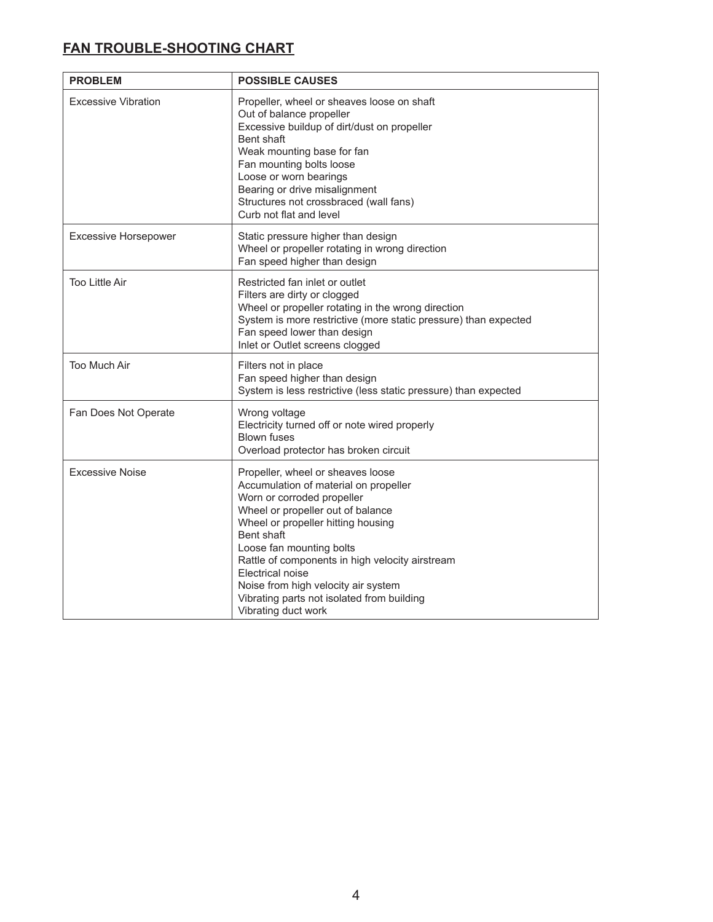## FAN TROUBLE-SHOOTING CHART

| PROBLEM | POSSIBLE CAUSES |
|---|---|
| Excessive Vibration | Propeller, wheel or sheaves loose on shaft<br>Out of balance propeller<br>Excessive buildup of dirt/dust on propeller<br>Bent shaft<br>Weak mounting base for fan<br>Fan mounting bolts loose<br>Loose or worn bearings<br>Bearing or drive misalignment<br>Structures not crossbraced (wall fans)<br>Curb not flat and level |
| Excessive Horsepower | Static pressure higher than design<br>Wheel or propeller rotating in wrong direction<br>Fan speed higher than design |
| Too Little Air | Restricted fan inlet or outlet<br>Filters are dirty or clogged<br>Wheel or propeller rotating in the wrong direction<br>System is more restrictive (more static pressure) than expected<br>Fan speed lower than design<br>Inlet or Outlet screens clogged |
| Too Much Air | Filters not in place<br>Fan speed higher than design<br>System is less restrictive (less static pressure) than expected |
| Fan Does Not Operate | Wrong voltage<br>Electricity turned off or note wired properly<br>Blown fuses<br>Overload protector has broken circuit |
| Excessive Noise | Propeller, wheel or sheaves loose<br>Accumulation of material on propeller<br>Worn or corroded propeller<br>Wheel or propeller out of balance<br>Wheel or propeller hitting housing<br>Bent shaft<br>Loose fan mounting bolts<br>Rattle of components in high velocity airstream<br>Electrical noise<br>Noise from high velocity air system<br>Vibrating parts not isolated from building<br>Vibrating duct work |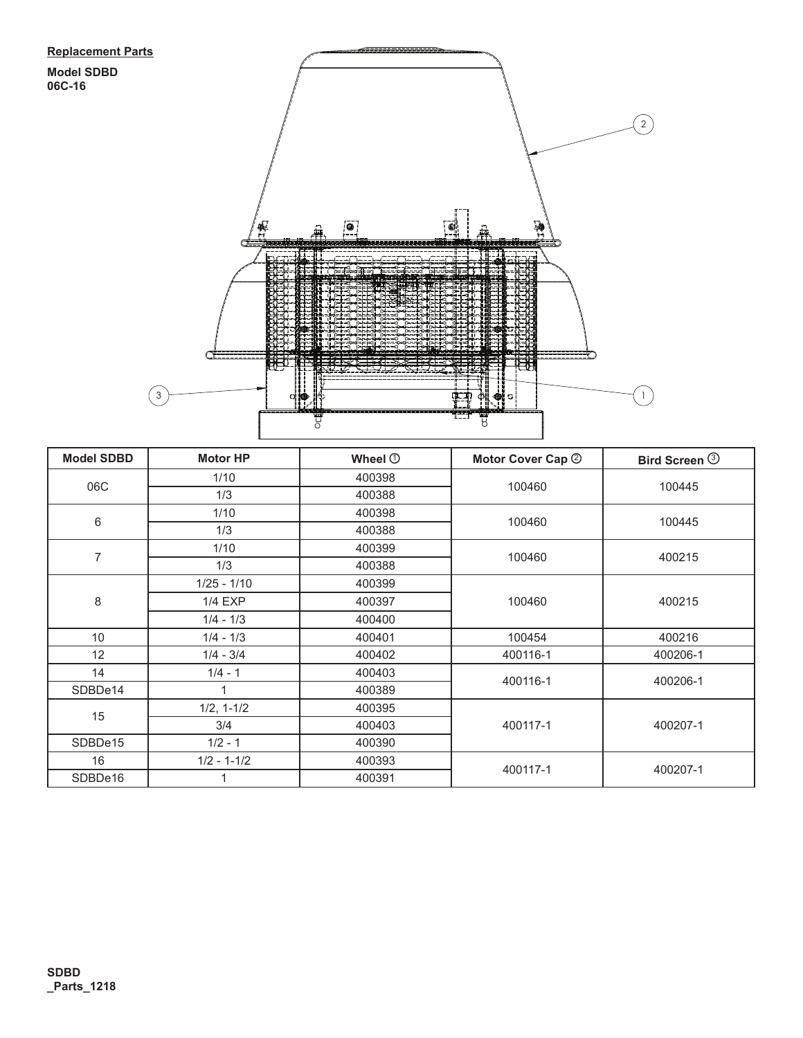**Replacement Parts**

**Model SDBD 06C-16**

| Model SDBD | Motor HP | Wheel ① | Motor Cover Cap ② | Bird Screen ③ |
|---|---|---|---|---|
| 06C | 1/10 | 400398 | 100460 | 100445 |
| | 1/3 | 400388 | | |
| 6 | 1/10 | 400398 | 100460 | 100445 |
| | 1/3 | 400388 | | |
| 7 | 1/10 | 400399 | 100460 | 400215 |
| | 1/3 | 400388 | | |
| 8 | 1/25 - 1/10 | 400399 | 100460 | 400215 |
| | 1/4 EXP | 400397 | | |
| | 1/4 - 1/3 | 400400 | | |
| 10 | 1/4 - 1/3 | 400401 | 100454 | 400216 |
| 12 | 1/4 - 3/4 | 400402 | 400116-1 | 400206-1 |
| 14 | 1/4 - 1 | 400403 | 400116-1 | 400206-1 |
| SDBDe14 | 1 | 400389 | | |
| 15 | 1/2, 1-1/2 | 400395 | 400117-1 | 400207-1 |
| | 3/4 | 400403 | | |
| SDBDe15 | 1/2 - 1 | 400390 | | |
| 16 | 1/2 - 1-1/2 | 400393 | 400117-1 | 400207-1 |
| SDBDe16 | 1 | 400391 | | |

**SDBD _Parts_1218**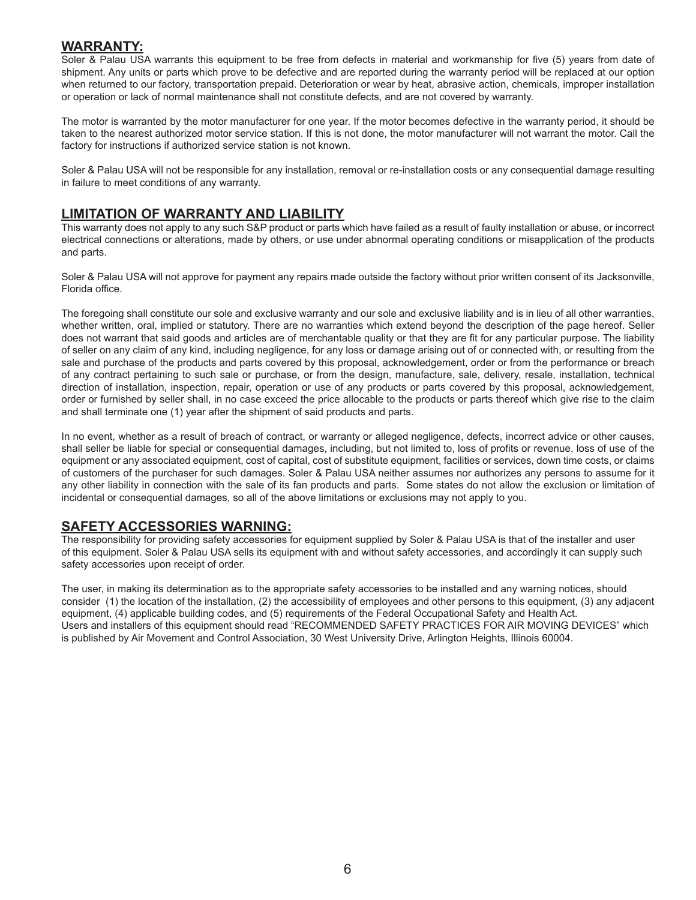## WARRANTY:

Soler & Palau USA warrants this equipment to be free from defects in material and workmanship for five (5) years from date of shipment. Any units or parts which prove to be defective and are reported during the warranty period will be replaced at our option when returned to our factory, transportation prepaid. Deterioration or wear by heat, abrasive action, chemicals, improper installation or operation or lack of normal maintenance shall not constitute defects, and are not covered by warranty.

The motor is warranted by the motor manufacturer for one year. If the motor becomes defective in the warranty period, it should be taken to the nearest authorized motor service station. If this is not done, the motor manufacturer will not warrant the motor. Call the factory for instructions if authorized service station is not known.

Soler & Palau USA will not be responsible for any installation, removal or re-installation costs or any consequential damage resulting in failure to meet conditions of any warranty.

## LIMITATION OF WARRANTY AND LIABILITY

This warranty does not apply to any such S&P product or parts which have failed as a result of faulty installation or abuse, or incorrect electrical connections or alterations, made by others, or use under abnormal operating conditions or misapplication of the products and parts.

Soler & Palau USA will not approve for payment any repairs made outside the factory without prior written consent of its Jacksonville, Florida office.

The foregoing shall constitute our sole and exclusive warranty and our sole and exclusive liability and is in lieu of all other warranties, whether written, oral, implied or statutory. There are no warranties which extend beyond the description of the page hereof. Seller does not warrant that said goods and articles are of merchantable quality or that they are fit for any particular purpose. The liability of seller on any claim of any kind, including negligence, for any loss or damage arising out of or connected with, or resulting from the sale and purchase of the products and parts covered by this proposal, acknowledgement, order or from the performance or breach of any contract pertaining to such sale or purchase, or from the design, manufacture, sale, delivery, resale, installation, technical direction of installation, inspection, repair, operation or use of any products or parts covered by this proposal, acknowledgement, order or furnished by seller shall, in no case exceed the price allocable to the products or parts thereof which give rise to the claim and shall terminate one (1) year after the shipment of said products and parts.

In no event, whether as a result of breach of contract, or warranty or alleged negligence, defects, incorrect advice or other causes, shall seller be liable for special or consequential damages, including, but not limited to, loss of profits or revenue, loss of use of the equipment or any associated equipment, cost of capital, cost of substitute equipment, facilities or services, down time costs, or claims of customers of the purchaser for such damages. Soler & Palau USA neither assumes nor authorizes any persons to assume for it any other liability in connection with the sale of its fan products and parts. Some states do not allow the exclusion or limitation of incidental or consequential damages, so all of the above limitations or exclusions may not apply to you.

## SAFETY ACCESSORIES WARNING:

The responsibility for providing safety accessories for equipment supplied by Soler & Palau USA is that of the installer and user of this equipment. Soler & Palau USA sells its equipment with and without safety accessories, and accordingly it can supply such safety accessories upon receipt of order.

The user, in making its determination as to the appropriate safety accessories to be installed and any warning notices, should consider (1) the location of the installation, (2) the accessibility of employees and other persons to this equipment, (3) any adjacent equipment, (4) applicable building codes, and (5) requirements of the Federal Occupational Safety and Health Act.
Users and installers of this equipment should read "RECOMMENDED SAFETY PRACTICES FOR AIR MOVING DEVICES" which is published by Air Movement and Control Association, 30 West University Drive, Arlington Heights, Illinois 60004.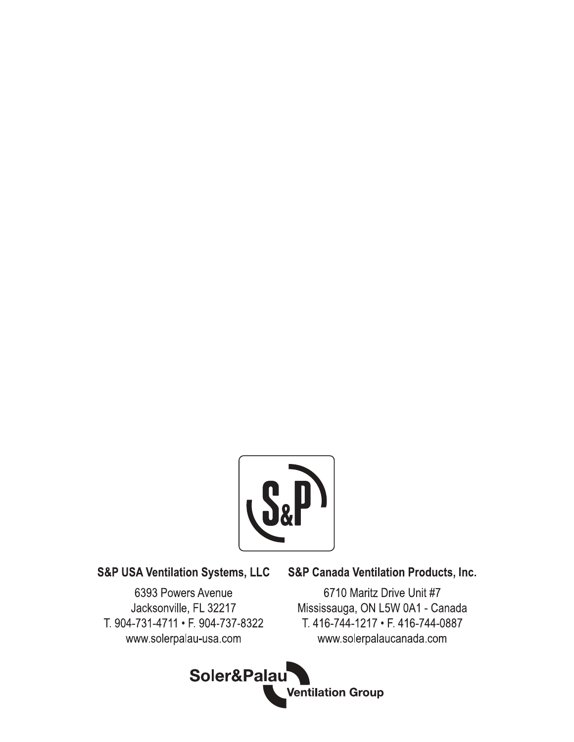**S&P USA Ventilation Systems, LLC**

6393 Powers Avenue
Jacksonville, FL 32217
T. 904-731-4711 • F. 904-737-8322
www.solerpalau-usa.com

**S&P Canada Ventilation Products, Inc.**

6710 Maritz Drive Unit #7
Mississauga, ON L5W 0A1 - Canada
T. 416-744-1217 • F. 416-744-0887
www.solerpalaucanada.com

Soler&Palau Ventilation Group